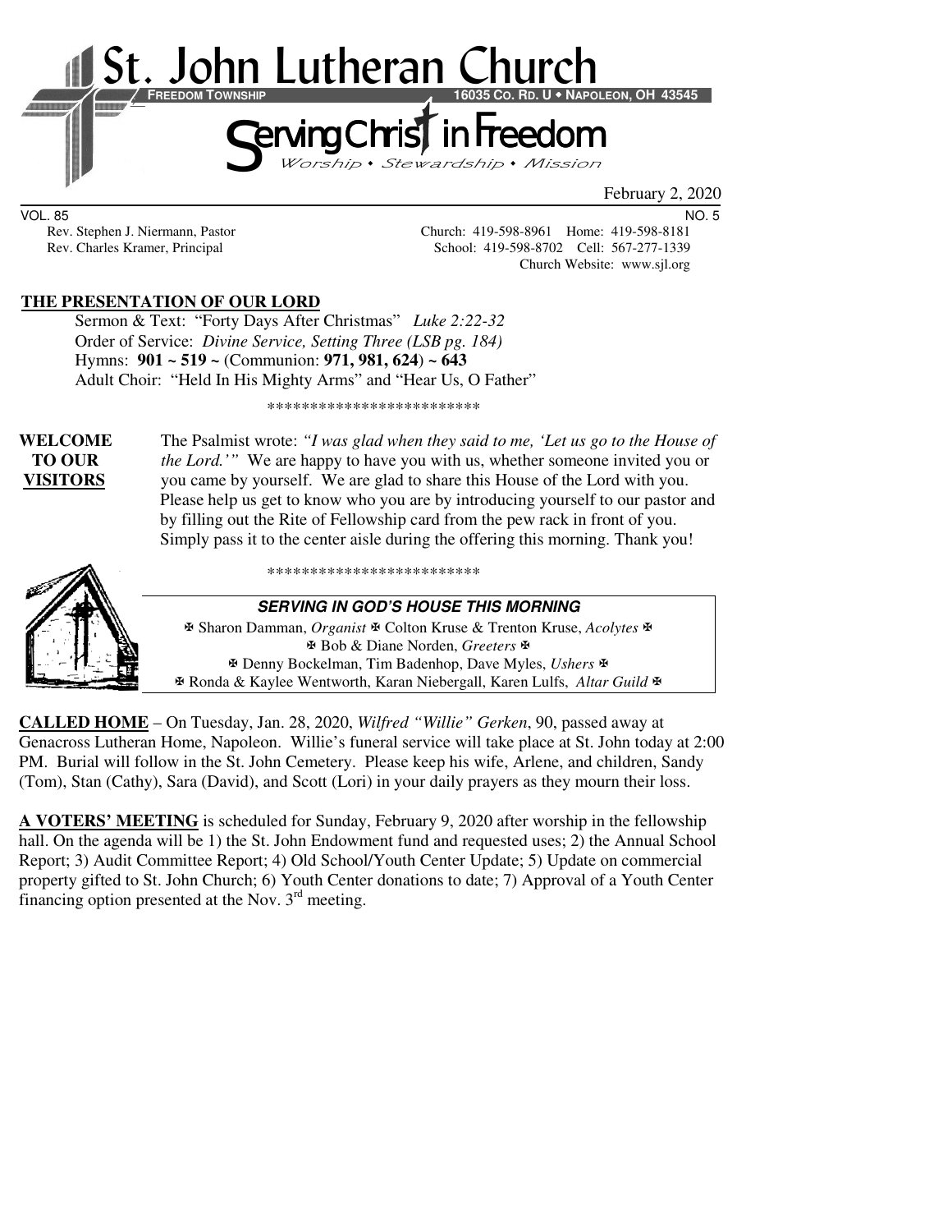# St. John Lutheran Church

**FREEDOM TOWNSHIP** **16035 CO. RD. U • NAPOLEON, OH 43545**

## Serving Christ in Freedom

*Worship • Stewardship • Mission*

February 2, 2020

VOL. 85 NO. 5

Rev. Stephen J. Niermann, Pastor — Church: 419-598-8961 Home: 419-598-8181

Rev. Charles Kramer, Principal — School: 419-598-8702 Cell: 567-277-1339

Church Website: www.sjl.org

**THE PRESENTATION OF OUR LORD**

Sermon & Text: "Forty Days After Christmas" *Luke 2:22-32*

Order of Service: *Divine Service, Setting Three (LSB pg. 184)*

Hymns: **901 ~ 519 ~** (Communion: **971, 981, 624**) **~ 643**

Adult Choir: "Held In His Mighty Arms" and "Hear Us, O Father"

*************************

**WELCOME TO OUR VISITORS** — The Psalmist wrote: *"I was glad when they said to me, 'Let us go to the House of the Lord.'"* We are happy to have you with us, whether someone invited you or you came by yourself. We are glad to share this House of the Lord with you. Please help us get to know who you are by introducing yourself to our pastor and by filling out the Rite of Fellowship card from the pew rack in front of you. Simply pass it to the center aisle during the offering this morning. Thank you!

*************************

***SERVING IN GOD'S HOUSE THIS MORNING***

✠ Sharon Damman, *Organist* ✠ Colton Kruse & Trenton Kruse, *Acolytes* ✠

✠ Bob & Diane Norden, *Greeters* ✠

✠ Denny Bockelman, Tim Badenhop, Dave Myles, *Ushers* ✠

✠ Ronda & Kaylee Wentworth, Karan Niebergall, Karen Lulfs, *Altar Guild* ✠

**CALLED HOME** – On Tuesday, Jan. 28, 2020, *Wilfred "Willie" Gerken*, 90, passed away at Genacross Lutheran Home, Napoleon. Willie's funeral service will take place at St. John today at 2:00 PM. Burial will follow in the St. John Cemetery. Please keep his wife, Arlene, and children, Sandy (Tom), Stan (Cathy), Sara (David), and Scott (Lori) in your daily prayers as they mourn their loss.

**A VOTERS' MEETING** is scheduled for Sunday, February 9, 2020 after worship in the fellowship hall. On the agenda will be 1) the St. John Endowment fund and requested uses; 2) the Annual School Report; 3) Audit Committee Report; 4) Old School/Youth Center Update; 5) Update on commercial property gifted to St. John Church; 6) Youth Center donations to date; 7) Approval of a Youth Center financing option presented at the Nov. 3rd meeting.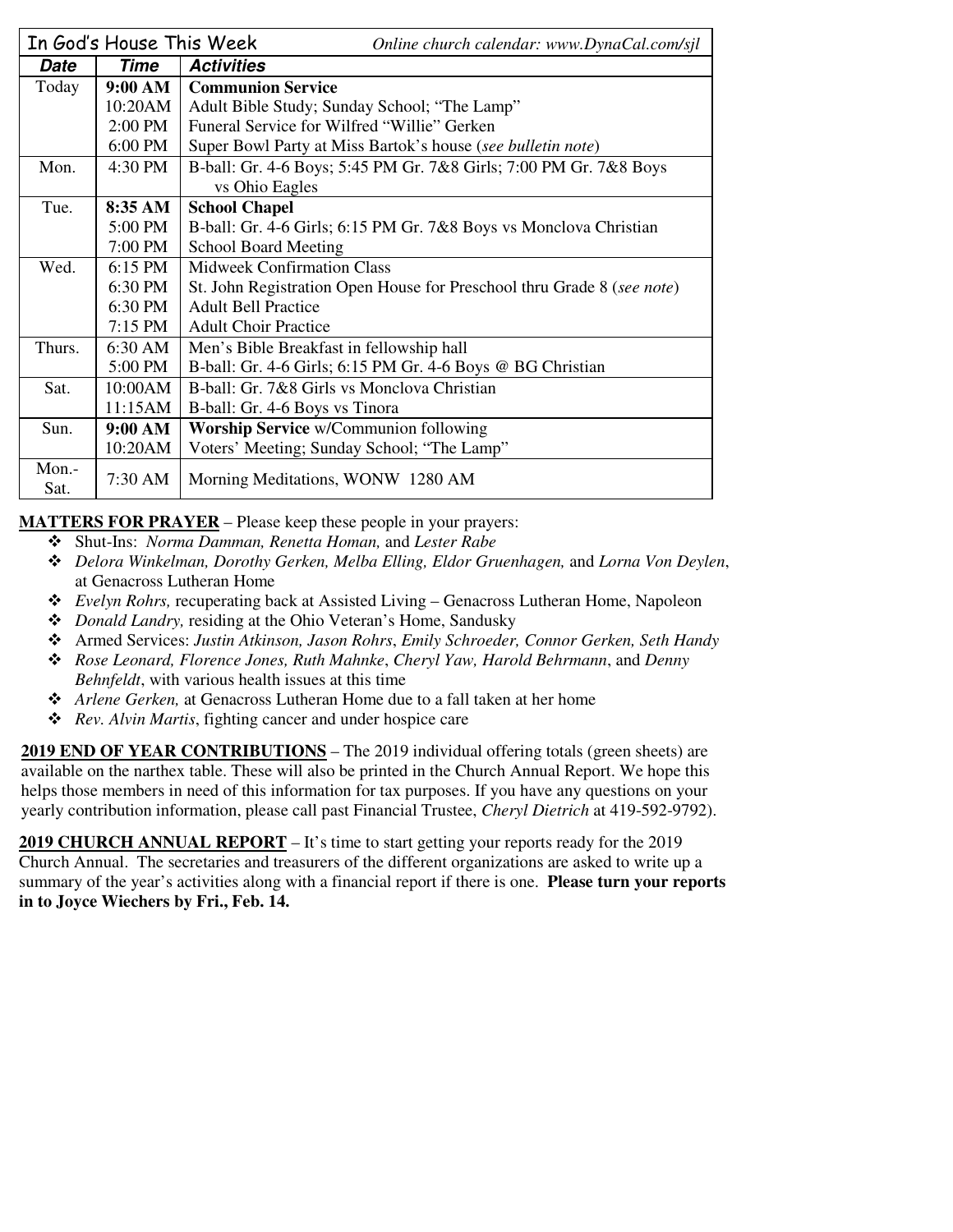| In God's House This Week | | *Online church calendar: www.DynaCal.com/sjl* |
|---|---|---|
| ***Date*** | ***Time*** | ***Activities*** |
| Today | **9:00 AM** | **Communion Service** |
| | 10:20AM | Adult Bible Study; Sunday School; "The Lamp" |
| | 2:00 PM | Funeral Service for Wilfred "Willie" Gerken |
| | 6:00 PM | Super Bowl Party at Miss Bartok's house (*see bulletin note*) |
| Mon. | 4:30 PM | B-ball: Gr. 4-6 Boys; 5:45 PM Gr. 7&8 Girls; 7:00 PM Gr. 7&8 Boys vs Ohio Eagles |
| Tue. | **8:35 AM** | **School Chapel** |
| | 5:00 PM | B-ball: Gr. 4-6 Girls; 6:15 PM Gr. 7&8 Boys vs Monclova Christian |
| | 7:00 PM | School Board Meeting |
| Wed. | 6:15 PM | Midweek Confirmation Class |
| | 6:30 PM | St. John Registration Open House for Preschool thru Grade 8 (*see note*) |
| | 6:30 PM | Adult Bell Practice |
| | 7:15 PM | Adult Choir Practice |
| Thurs. | 6:30 AM | Men's Bible Breakfast in fellowship hall |
| | 5:00 PM | B-ball: Gr. 4-6 Girls; 6:15 PM Gr. 4-6 Boys @ BG Christian |
| Sat. | 10:00AM | B-ball: Gr. 7&8 Girls vs Monclova Christian |
| | 11:15AM | B-ball: Gr. 4-6 Boys vs Tinora |
| Sun. | **9:00 AM** | **Worship Service** w/Communion following |
| | 10:20AM | Voters' Meeting; Sunday School; "The Lamp" |
| Mon.-Sat. | 7:30 AM | Morning Meditations, WONW 1280 AM |

**MATTERS FOR PRAYER** – Please keep these people in your prayers:

- Shut-Ins: *Norma Damman, Renetta Homan,* and *Lester Rabe*
- *Delora Winkelman, Dorothy Gerken, Melba Elling, Eldor Gruenhagen,* and *Lorna Von Deylen*, at Genacross Lutheran Home
- *Evelyn Rohrs,* recuperating back at Assisted Living – Genacross Lutheran Home, Napoleon
- *Donald Landry,* residing at the Ohio Veteran's Home, Sandusky
- Armed Services: *Justin Atkinson, Jason Rohrs*, *Emily Schroeder, Connor Gerken, Seth Handy*
- *Rose Leonard, Florence Jones, Ruth Mahnke*, *Cheryl Yaw, Harold Behrmann*, and *Denny Behnfeldt*, with various health issues at this time
- *Arlene Gerken,* at Genacross Lutheran Home due to a fall taken at her home
- *Rev. Alvin Martis*, fighting cancer and under hospice care

**2019 END OF YEAR CONTRIBUTIONS** – The 2019 individual offering totals (green sheets) are available on the narthex table. These will also be printed in the Church Annual Report. We hope this helps those members in need of this information for tax purposes. If you have any questions on your yearly contribution information, please call past Financial Trustee, *Cheryl Dietrich* at 419-592-9792).

**2019 CHURCH ANNUAL REPORT** – It's time to start getting your reports ready for the 2019 Church Annual. The secretaries and treasurers of the different organizations are asked to write up a summary of the year's activities along with a financial report if there is one. **Please turn your reports in to Joyce Wiechers by Fri., Feb. 14.**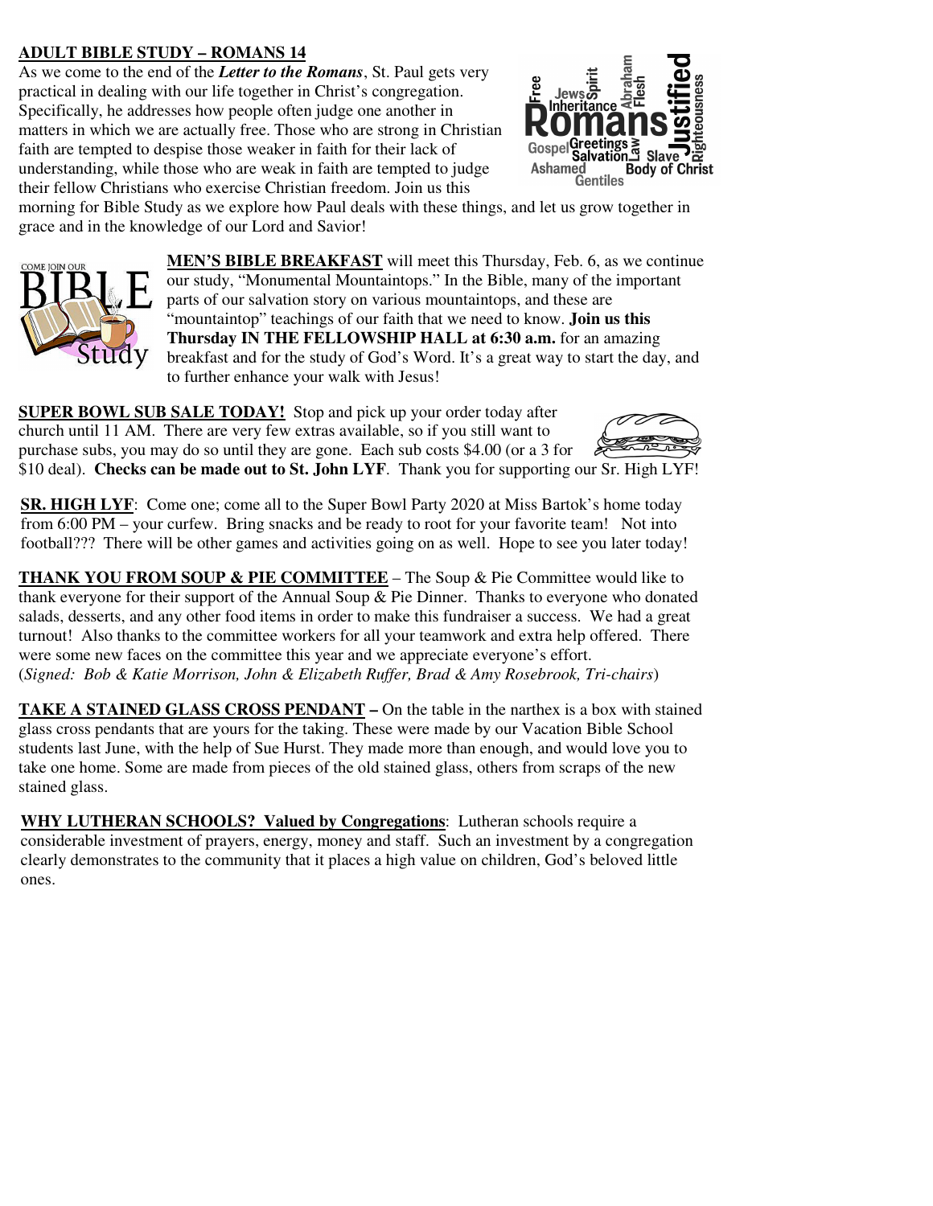**ADULT BIBLE STUDY – ROMANS 14**

As we come to the end of the ***Letter to the Romans***, St. Paul gets very practical in dealing with our life together in Christ's congregation. Specifically, he addresses how people often judge one another in matters in which we are actually free. Those who are strong in Christian faith are tempted to despise those weaker in faith for their lack of understanding, while those who are weak in faith are tempted to judge their fellow Christians who exercise Christian freedom. Join us this morning for Bible Study as we explore how Paul deals with these things, and let us grow together in grace and in the knowledge of our Lord and Savior!

**MEN'S BIBLE BREAKFAST** will meet this Thursday, Feb. 6, as we continue our study, "Monumental Mountaintops." In the Bible, many of the important parts of our salvation story on various mountaintops, and these are "mountaintop" teachings of our faith that we need to know. **Join us this Thursday IN THE FELLOWSHIP HALL at 6:30 a.m.** for an amazing breakfast and for the study of God's Word. It's a great way to start the day, and to further enhance your walk with Jesus!

**SUPER BOWL SUB SALE TODAY!** Stop and pick up your order today after church until 11 AM. There are very few extras available, so if you still want to purchase subs, you may do so until they are gone. Each sub costs $4.00 (or a 3 for $10 deal). **Checks can be made out to St. John LYF**. Thank you for supporting our Sr. High LYF!

**SR. HIGH LYF**: Come one; come all to the Super Bowl Party 2020 at Miss Bartok's home today from 6:00 PM – your curfew. Bring snacks and be ready to root for your favorite team! Not into football??? There will be other games and activities going on as well. Hope to see you later today!

**THANK YOU FROM SOUP & PIE COMMITTEE** – The Soup & Pie Committee would like to thank everyone for their support of the Annual Soup & Pie Dinner. Thanks to everyone who donated salads, desserts, and any other food items in order to make this fundraiser a success. We had a great turnout! Also thanks to the committee workers for all your teamwork and extra help offered. There were some new faces on the committee this year and we appreciate everyone's effort. (*Signed: Bob & Katie Morrison, John & Elizabeth Ruffer, Brad & Amy Rosebrook, Tri-chairs*)

**TAKE A STAINED GLASS CROSS PENDANT –** On the table in the narthex is a box with stained glass cross pendants that are yours for the taking. These were made by our Vacation Bible School students last June, with the help of Sue Hurst. They made more than enough, and would love you to take one home. Some are made from pieces of the old stained glass, others from scraps of the new stained glass.

**WHY LUTHERAN SCHOOLS? Valued by Congregations**: Lutheran schools require a considerable investment of prayers, energy, money and staff. Such an investment by a congregation clearly demonstrates to the community that it places a high value on children, God's beloved little ones.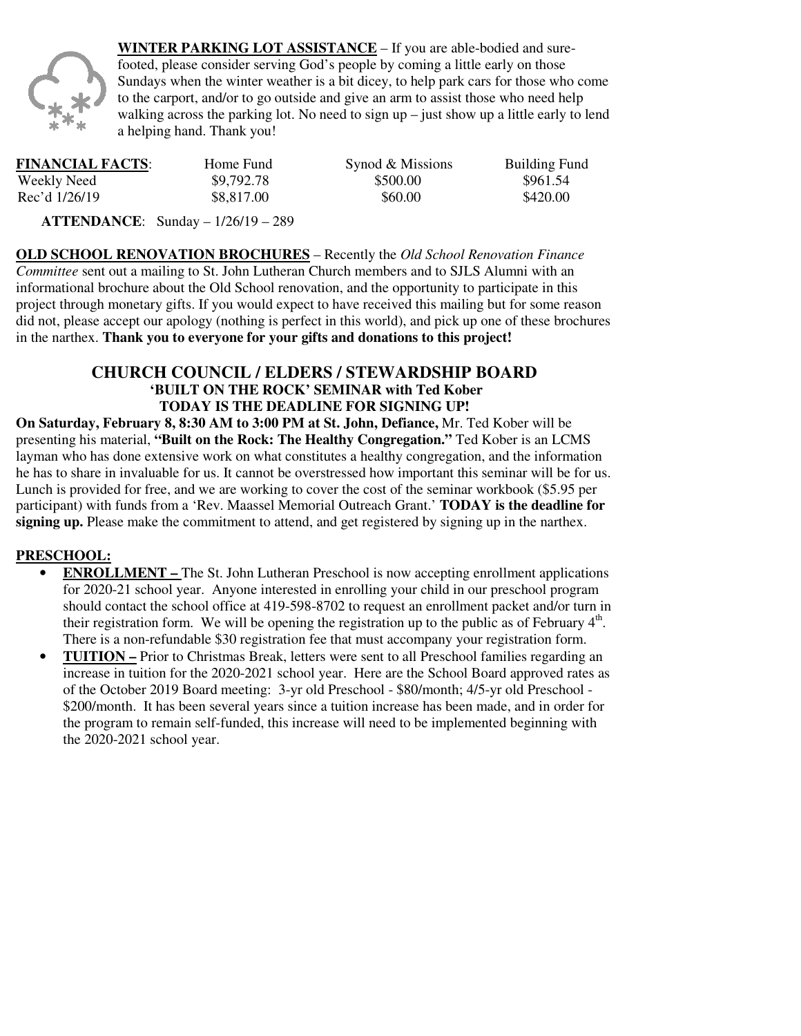**WINTER PARKING LOT ASSISTANCE** – If you are able-bodied and sure-footed, please consider serving God's people by coming a little early on those Sundays when the winter weather is a bit dicey, to help park cars for those who come to the carport, and/or to go outside and give an arm to assist those who need help walking across the parking lot. No need to sign up – just show up a little early to lend a helping hand. Thank you!

| **FINANCIAL FACTS**: | Home Fund | Synod & Missions | Building Fund |
|---|---|---|---|
| Weekly Need | \$9,792.78 | \$500.00 | \$961.54 |
| Rec'd 1/26/19 | \$8,817.00 | \$60.00 | \$420.00 |

**ATTENDANCE**: Sunday – 1/26/19 – 289

**OLD SCHOOL RENOVATION BROCHURES** – Recently the *Old School Renovation Finance Committee* sent out a mailing to St. John Lutheran Church members and to SJLS Alumni with an informational brochure about the Old School renovation, and the opportunity to participate in this project through monetary gifts. If you would expect to have received this mailing but for some reason did not, please accept our apology (nothing is perfect in this world), and pick up one of these brochures in the narthex. **Thank you to everyone for your gifts and donations to this project!**

## CHURCH COUNCIL / ELDERS / STEWARDSHIP BOARD
### 'BUILT ON THE ROCK' SEMINAR with Ted Kober
### TODAY IS THE DEADLINE FOR SIGNING UP!

**On Saturday, February 8, 8:30 AM to 3:00 PM at St. John, Defiance,** Mr. Ted Kober will be presenting his material, **"Built on the Rock: The Healthy Congregation."** Ted Kober is an LCMS layman who has done extensive work on what constitutes a healthy congregation, and the information he has to share in invaluable for us. It cannot be overstressed how important this seminar will be for us. Lunch is provided for free, and we are working to cover the cost of the seminar workbook (\$5.95 per participant) with funds from a 'Rev. Maassel Memorial Outreach Grant.' **TODAY is the deadline for signing up.** Please make the commitment to attend, and get registered by signing up in the narthex.

**PRESCHOOL:**

- **ENROLLMENT –** The St. John Lutheran Preschool is now accepting enrollment applications for 2020-21 school year. Anyone interested in enrolling your child in our preschool program should contact the school office at 419-598-8702 to request an enrollment packet and/or turn in their registration form. We will be opening the registration up to the public as of February 4th. There is a non-refundable \$30 registration fee that must accompany your registration form.
- **TUITION –** Prior to Christmas Break, letters were sent to all Preschool families regarding an increase in tuition for the 2020-2021 school year. Here are the School Board approved rates as of the October 2019 Board meeting: 3-yr old Preschool - \$80/month; 4/5-yr old Preschool - \$200/month. It has been several years since a tuition increase has been made, and in order for the program to remain self-funded, this increase will need to be implemented beginning with the 2020-2021 school year.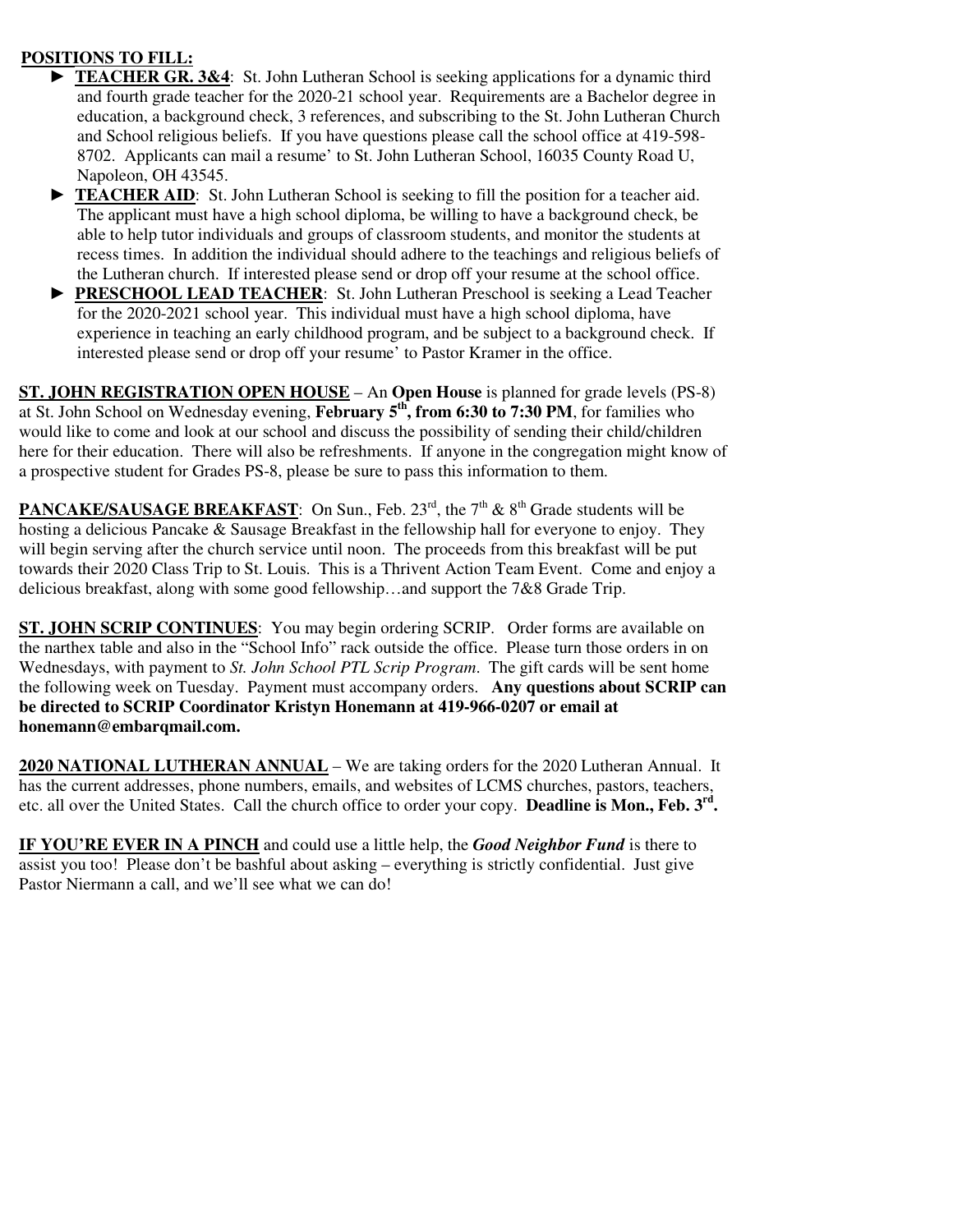**POSITIONS TO FILL:**

- ► **TEACHER GR. 3&4**: St. John Lutheran School is seeking applications for a dynamic third and fourth grade teacher for the 2020-21 school year. Requirements are a Bachelor degree in education, a background check, 3 references, and subscribing to the St. John Lutheran Church and School religious beliefs. If you have questions please call the school office at 419-598-8702. Applicants can mail a resume' to St. John Lutheran School, 16035 County Road U, Napoleon, OH 43545.
- ► **TEACHER AID**: St. John Lutheran School is seeking to fill the position for a teacher aid. The applicant must have a high school diploma, be willing to have a background check, be able to help tutor individuals and groups of classroom students, and monitor the students at recess times. In addition the individual should adhere to the teachings and religious beliefs of the Lutheran church. If interested please send or drop off your resume at the school office.
- ► **PRESCHOOL LEAD TEACHER**: St. John Lutheran Preschool is seeking a Lead Teacher for the 2020-2021 school year. This individual must have a high school diploma, have experience in teaching an early childhood program, and be subject to a background check. If interested please send or drop off your resume' to Pastor Kramer in the office.

**ST. JOHN REGISTRATION OPEN HOUSE** – An **Open House** is planned for grade levels (PS-8) at St. John School on Wednesday evening, **February 5th, from 6:30 to 7:30 PM**, for families who would like to come and look at our school and discuss the possibility of sending their child/children here for their education. There will also be refreshments. If anyone in the congregation might know of a prospective student for Grades PS-8, please be sure to pass this information to them.

**PANCAKE/SAUSAGE BREAKFAST**: On Sun., Feb. 23rd, the 7th & 8th Grade students will be hosting a delicious Pancake & Sausage Breakfast in the fellowship hall for everyone to enjoy. They will begin serving after the church service until noon. The proceeds from this breakfast will be put towards their 2020 Class Trip to St. Louis. This is a Thrivent Action Team Event. Come and enjoy a delicious breakfast, along with some good fellowship…and support the 7&8 Grade Trip.

**ST. JOHN SCRIP CONTINUES**: You may begin ordering SCRIP. Order forms are available on the narthex table and also in the "School Info" rack outside the office. Please turn those orders in on Wednesdays, with payment to *St. John School PTL Scrip Program*. The gift cards will be sent home the following week on Tuesday. Payment must accompany orders. **Any questions about SCRIP can be directed to SCRIP Coordinator Kristyn Honemann at 419-966-0207 or email at honemann@embarqmail.com.**

**2020 NATIONAL LUTHERAN ANNUAL** – We are taking orders for the 2020 Lutheran Annual. It has the current addresses, phone numbers, emails, and websites of LCMS churches, pastors, teachers, etc. all over the United States. Call the church office to order your copy. **Deadline is Mon., Feb. 3rd.**

**IF YOU'RE EVER IN A PINCH** and could use a little help, the ***Good Neighbor Fund*** is there to assist you too! Please don't be bashful about asking – everything is strictly confidential. Just give Pastor Niermann a call, and we'll see what we can do!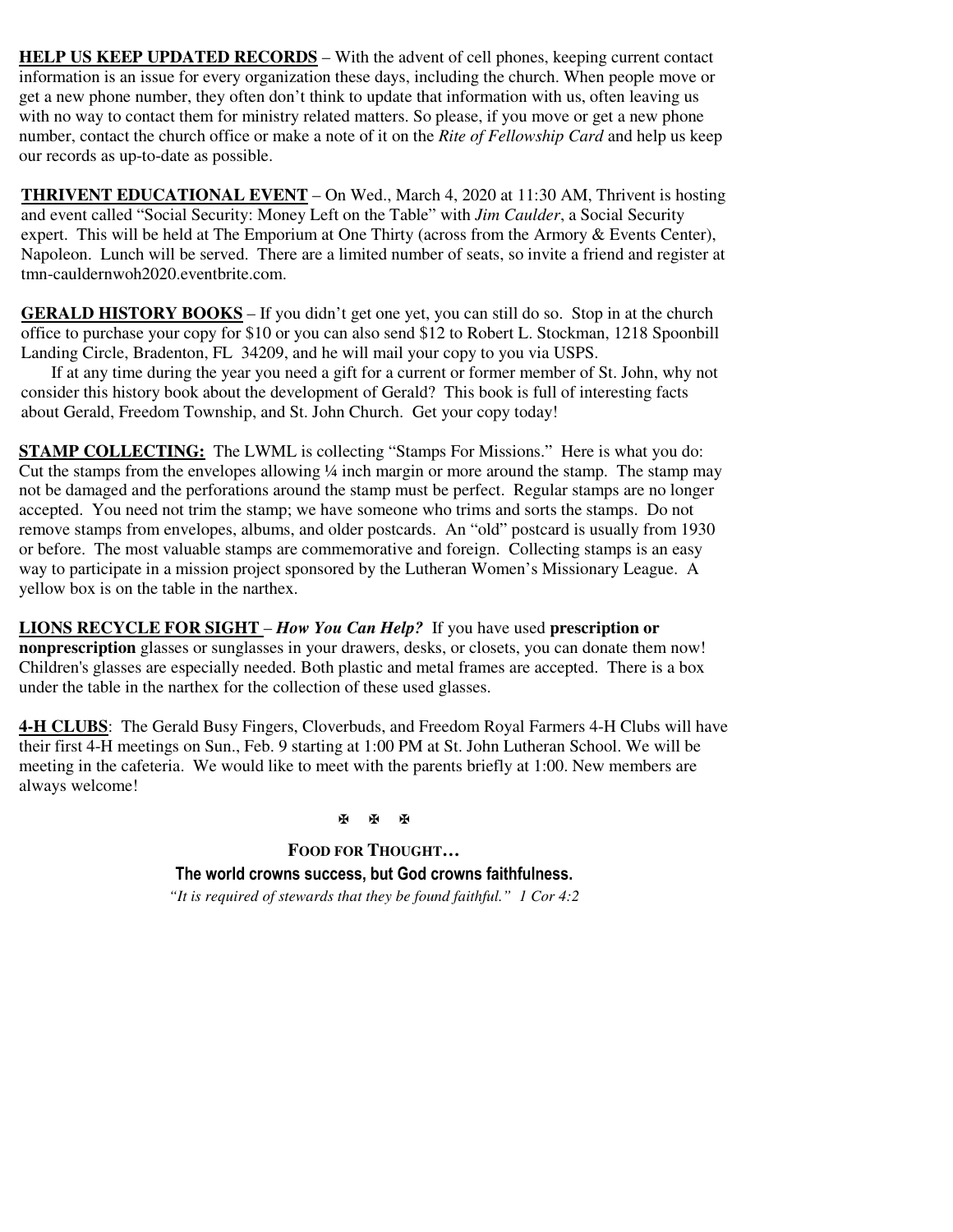**HELP US KEEP UPDATED RECORDS** – With the advent of cell phones, keeping current contact information is an issue for every organization these days, including the church. When people move or get a new phone number, they often don't think to update that information with us, often leaving us with no way to contact them for ministry related matters. So please, if you move or get a new phone number, contact the church office or make a note of it on the *Rite of Fellowship Card* and help us keep our records as up-to-date as possible.

**THRIVENT EDUCATIONAL EVENT** – On Wed., March 4, 2020 at 11:30 AM, Thrivent is hosting and event called "Social Security: Money Left on the Table" with *Jim Caulder*, a Social Security expert. This will be held at The Emporium at One Thirty (across from the Armory & Events Center), Napoleon. Lunch will be served. There are a limited number of seats, so invite a friend and register at tmn-cauldernwoh2020.eventbrite.com.

**GERALD HISTORY BOOKS** – If you didn't get one yet, you can still do so. Stop in at the church office to purchase your copy for $10 or you can also send $12 to Robert L. Stockman, 1218 Spoonbill Landing Circle, Bradenton, FL 34209, and he will mail your copy to you via USPS.

If at any time during the year you need a gift for a current or former member of St. John, why not consider this history book about the development of Gerald? This book is full of interesting facts about Gerald, Freedom Township, and St. John Church. Get your copy today!

**STAMP COLLECTING:** The LWML is collecting "Stamps For Missions." Here is what you do: Cut the stamps from the envelopes allowing ¼ inch margin or more around the stamp. The stamp may not be damaged and the perforations around the stamp must be perfect. Regular stamps are no longer accepted. You need not trim the stamp; we have someone who trims and sorts the stamps. Do not remove stamps from envelopes, albums, and older postcards. An "old" postcard is usually from 1930 or before. The most valuable stamps are commemorative and foreign. Collecting stamps is an easy way to participate in a mission project sponsored by the Lutheran Women's Missionary League. A yellow box is on the table in the narthex.

**LIONS RECYCLE FOR SIGHT** – ***How You Can Help?*** If you have used **prescription or nonprescription** glasses or sunglasses in your drawers, desks, or closets, you can donate them now! Children's glasses are especially needed. Both plastic and metal frames are accepted. There is a box under the table in the narthex for the collection of these used glasses.

**4-H CLUBS**: The Gerald Busy Fingers, Cloverbuds, and Freedom Royal Farmers 4-H Clubs will have their first 4-H meetings on Sun., Feb. 9 starting at 1:00 PM at St. John Lutheran School. We will be meeting in the cafeteria. We would like to meet with the parents briefly at 1:00. New members are always welcome!

✠ ✠ ✠

**FOOD FOR THOUGHT…**

**The world crowns success, but God crowns faithfulness.**

*"It is required of stewards that they be found faithful." 1 Cor 4:2*